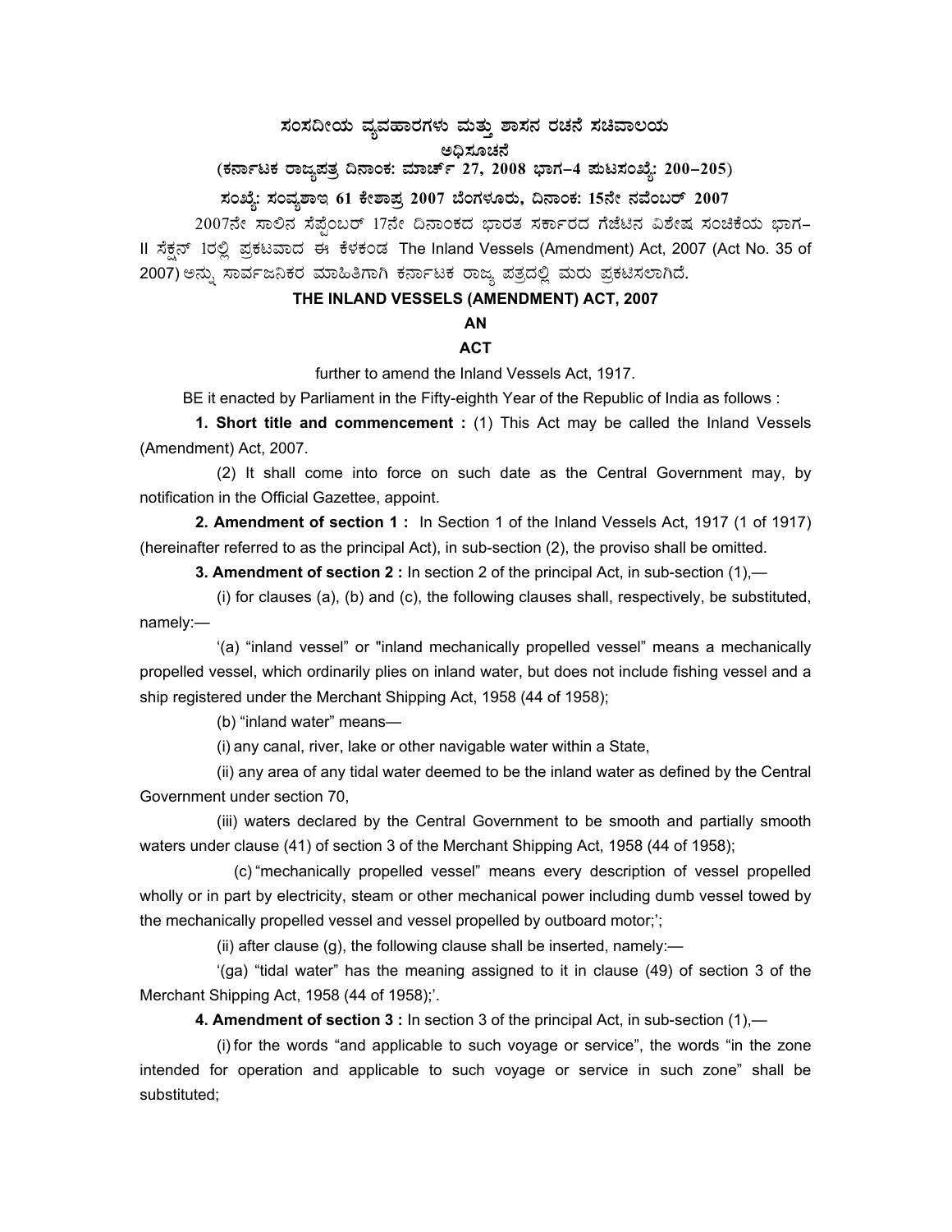# ಸಂಸದೀಯ ವ್ಯವಹಾರಗಳು ಮತ್ತು ಶಾಸನ ರಚನೆ ಸಚಿವಾಲಯ

## ಅಧಿಸೂಚನೆ

**(ಕರ್ನಾಟಕ ರಾಜ್ಯಪತ್ರ ದಿನಾಂಕ: ಮಾರ್ಚ್ 27, 2008 ಭಾಗ–4 ಪುಟಸಂಖ್ಯೆ: 200–205)**

**ಸಂಖ್ಯೆ: ಸಂವ್ಯಶಾಇ 61 ಕೇಶಾಪ್ರ 2007 ಬೆಂಗಳೂರು, ದಿನಾಂಕ: 15ನೇ ನವೆಂಬರ್ 2007**

2007ನೇ ಸಾಲಿನ ಸೆಪ್ಟೆಂಬರ್ 17ನೇ ದಿನಾಂಕದ ಭಾರತ ಸರ್ಕಾರದ ಗೆಜೆಟಿನ ವಿಶೇಷ ಸಂಚಿಕೆಯ ಭಾಗ–II ಸೆಕ್ಷನ್ 1ರಲ್ಲಿ ಪ್ರಕಟವಾದ ಈ ಕೆಳಕಂಡ The Inland Vessels (Amendment) Act, 2007 (Act No. 35 of 2007) ಅನ್ನು ಸಾರ್ವಜನಿಕರ ಮಾಹಿತಿಗಾಗಿ ಕರ್ನಾಟಕ ರಾಜ್ಯ ಪತ್ರದಲ್ಲಿ ಮರು ಪ್ರಕಟಿಸಲಾಗಿದೆ.

**THE INLAND VESSELS (AMENDMENT) ACT, 2007**

**AN**

**ACT**

further to amend the Inland Vessels Act, 1917.

BE it enacted by Parliament in the Fifty-eighth Year of the Republic of India as follows :

**1. Short title and commencement :** (1) This Act may be called the Inland Vessels (Amendment) Act, 2007.

(2) It shall come into force on such date as the Central Government may, by notification in the Official Gazettee, appoint.

**2. Amendment of section 1 :** In Section 1 of the Inland Vessels Act, 1917 (1 of 1917) (hereinafter referred to as the principal Act), in sub-section (2), the proviso shall be omitted.

**3. Amendment of section 2 :** In section 2 of the principal Act, in sub-section (1),—

(i) for clauses (a), (b) and (c), the following clauses shall, respectively, be substituted, namely:—

'(a) "inland vessel" or "inland mechanically propelled vessel" means a mechanically propelled vessel, which ordinarily plies on inland water, but does not include fishing vessel and a ship registered under the Merchant Shipping Act, 1958 (44 of 1958);

(b) "inland water" means—

(i) any canal, river, lake or other navigable water within a State,

(ii) any area of any tidal water deemed to be the inland water as defined by the Central Government under section 70,

(iii) waters declared by the Central Government to be smooth and partially smooth waters under clause (41) of section 3 of the Merchant Shipping Act, 1958 (44 of 1958);

(c) "mechanically propelled vessel" means every description of vessel propelled wholly or in part by electricity, steam or other mechanical power including dumb vessel towed by the mechanically propelled vessel and vessel propelled by outboard motor;';

(ii) after clause (g), the following clause shall be inserted, namely:—

'(ga) "tidal water" has the meaning assigned to it in clause (49) of section 3 of the Merchant Shipping Act, 1958 (44 of 1958);'.

**4. Amendment of section 3 :** In section 3 of the principal Act, in sub-section (1),—

(i) for the words "and applicable to such voyage or service", the words "in the zone intended for operation and applicable to such voyage or service in such zone" shall be substituted;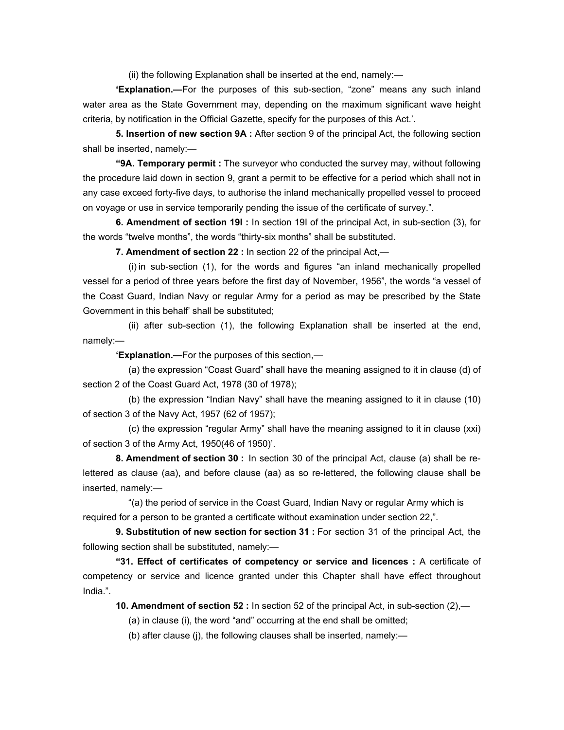(ii) the following Explanation shall be inserted at the end, namely:—

**'Explanation.—**For the purposes of this sub-section, "zone" means any such inland water area as the State Government may, depending on the maximum significant wave height criteria, by notification in the Official Gazette, specify for the purposes of this Act.'.

**5. Insertion of new section 9A :** After section 9 of the principal Act, the following section shall be inserted, namely:—

**"9A. Temporary permit :** The surveyor who conducted the survey may, without following the procedure laid down in section 9, grant a permit to be effective for a period which shall not in any case exceed forty-five days, to authorise the inland mechanically propelled vessel to proceed on voyage or use in service temporarily pending the issue of the certificate of survey.".

**6. Amendment of section 19I :** In section 19I of the principal Act, in sub-section (3), for the words "twelve months", the words "thirty-six months" shall be substituted.

**7. Amendment of section 22 :** In section 22 of the principal Act,—

(i) in sub-section (1), for the words and figures "an inland mechanically propelled vessel for a period of three years before the first day of November, 1956", the words "a vessel of the Coast Guard, Indian Navy or regular Army for a period as may be prescribed by the State Government in this behalf' shall be substituted;

(ii) after sub-section (1), the following Explanation shall be inserted at the end, namely:—

**'Explanation.—**For the purposes of this section,—

(a) the expression "Coast Guard" shall have the meaning assigned to it in clause (d) of section 2 of the Coast Guard Act, 1978 (30 of 1978);

(b) the expression "Indian Navy" shall have the meaning assigned to it in clause (10) of section 3 of the Navy Act, 1957 (62 of 1957);

(c) the expression "regular Army" shall have the meaning assigned to it in clause (xxi) of section 3 of the Army Act, 1950(46 of 1950)'.

**8. Amendment of section 30 :** In section 30 of the principal Act, clause (a) shall be re-lettered as clause (aa), and before clause (aa) as so re-lettered, the following clause shall be inserted, namely:—

"(a) the period of service in the Coast Guard, Indian Navy or regular Army which is required for a person to be granted a certificate without examination under section 22,".

**9. Substitution of new section for section 31 :** For section 31 of the principal Act, the following section shall be substituted, namely:—

**"31. Effect of certificates of competency or service and licences :** A certificate of competency or service and licence granted under this Chapter shall have effect throughout India.".

**10. Amendment of section 52 :** In section 52 of the principal Act, in sub-section (2),—

(a) in clause (i), the word "and" occurring at the end shall be omitted;

(b) after clause (j), the following clauses shall be inserted, namely:—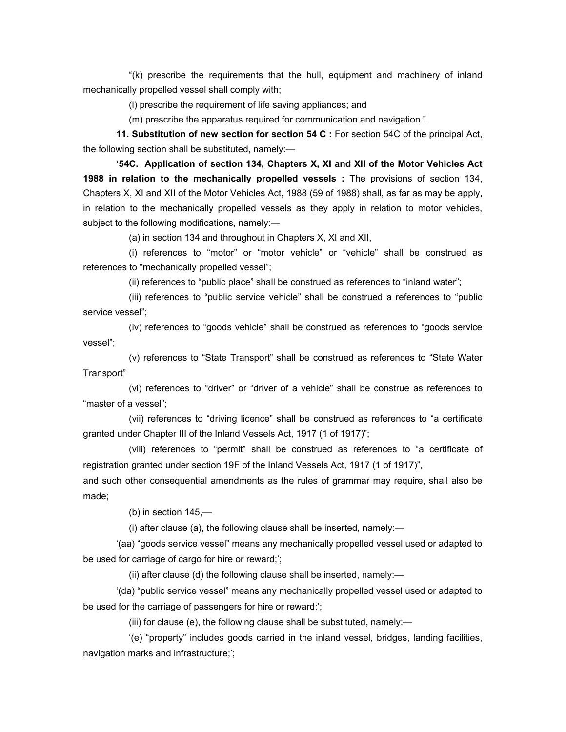"(k) prescribe the requirements that the hull, equipment and machinery of inland mechanically propelled vessel shall comply with;

(l) prescribe the requirement of life saving appliances; and

(m) prescribe the apparatus required for communication and navigation.".

**11. Substitution of new section for section 54 C :** For section 54C of the principal Act, the following section shall be substituted, namely:—

**'54C. Application of section 134, Chapters X, XI and XII of the Motor Vehicles Act 1988 in relation to the mechanically propelled vessels :** The provisions of section 134, Chapters X, XI and XII of the Motor Vehicles Act, 1988 (59 of 1988) shall, as far as may be apply, in relation to the mechanically propelled vessels as they apply in relation to motor vehicles, subject to the following modifications, namely:—

(a) in section 134 and throughout in Chapters X, XI and XII,

(i) references to "motor" or "motor vehicle" or "vehicle" shall be construed as references to "mechanically propelled vessel";

(ii) references to "public place" shall be construed as references to "inland water";

(iii) references to "public service vehicle" shall be construed a references to "public service vessel";

(iv) references to "goods vehicle" shall be construed as references to "goods service vessel";

(v) references to "State Transport" shall be construed as references to "State Water Transport"

(vi) references to "driver" or "driver of a vehicle" shall be construe as references to "master of a vessel";

(vii) references to "driving licence" shall be construed as references to "a certificate granted under Chapter III of the Inland Vessels Act, 1917 (1 of 1917)";

(viii) references to "permit" shall be construed as references to "a certificate of registration granted under section 19F of the Inland Vessels Act, 1917 (1 of 1917)",

and such other consequential amendments as the rules of grammar may require, shall also be made;

(b) in section 145,—

(i) after clause (a), the following clause shall be inserted, namely:—

'(aa) "goods service vessel" means any mechanically propelled vessel used or adapted to be used for carriage of cargo for hire or reward;';

(ii) after clause (d) the following clause shall be inserted, namely:—

'(da) "public service vessel" means any mechanically propelled vessel used or adapted to be used for the carriage of passengers for hire or reward;';

(iii) for clause (e), the following clause shall be substituted, namely:—

'(e) "property" includes goods carried in the inland vessel, bridges, landing facilities, navigation marks and infrastructure;';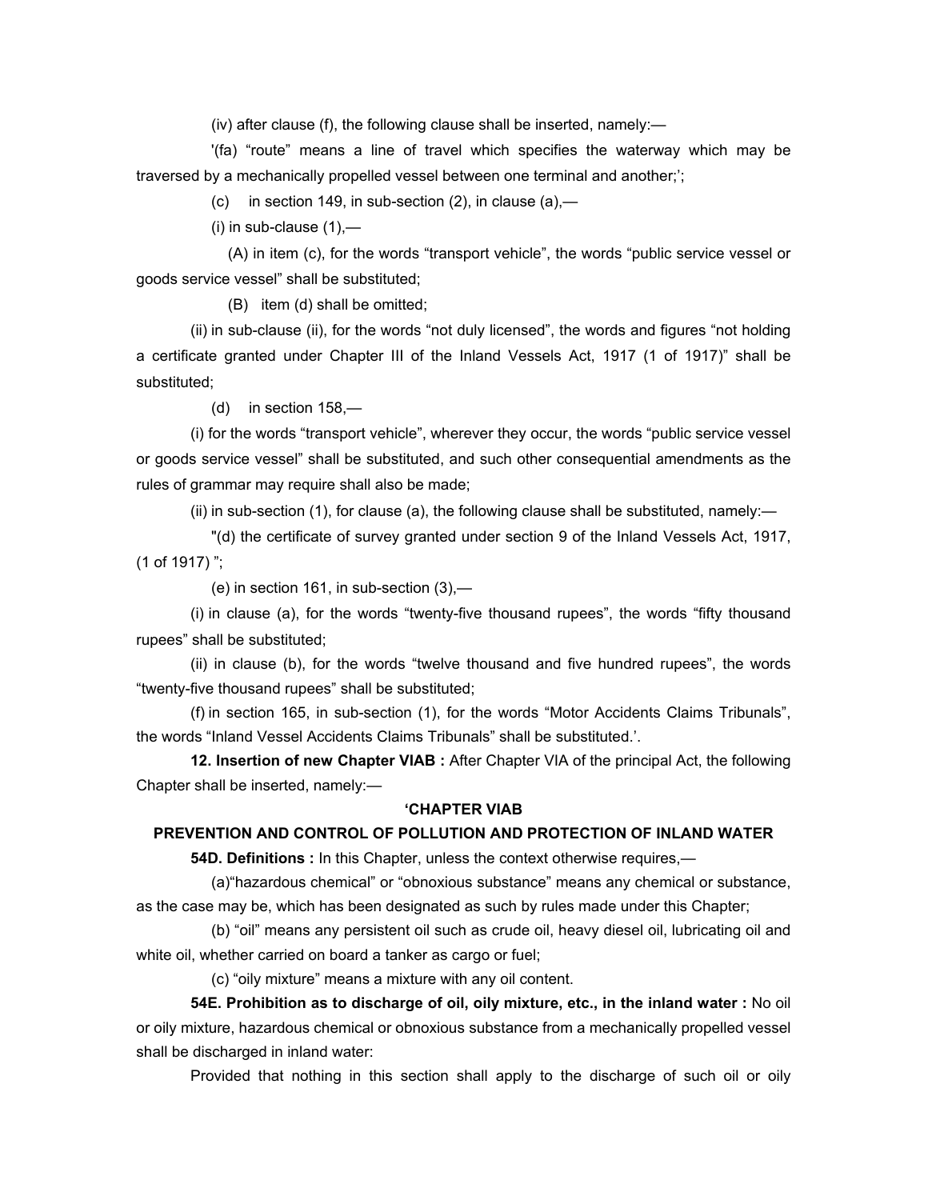(iv) after clause (f), the following clause shall be inserted, namely:—

'(fa) "route" means a line of travel which specifies the waterway which may be traversed by a mechanically propelled vessel between one terminal and another;';

(c) in section 149, in sub-section (2), in clause (a),—

(i) in sub-clause (1),—

(A) in item (c), for the words "transport vehicle", the words "public service vessel or goods service vessel" shall be substituted;

(B) item (d) shall be omitted;

(ii) in sub-clause (ii), for the words "not duly licensed", the words and figures "not holding a certificate granted under Chapter III of the Inland Vessels Act, 1917 (1 of 1917)" shall be substituted;

(d) in section 158,—

(i) for the words "transport vehicle", wherever they occur, the words "public service vessel or goods service vessel" shall be substituted, and such other consequential amendments as the rules of grammar may require shall also be made;

(ii) in sub-section (1), for clause (a), the following clause shall be substituted, namely:—

"(d) the certificate of survey granted under section 9 of the Inland Vessels Act, 1917, (1 of 1917) ";

(e) in section 161, in sub-section (3),—

(i) in clause (a), for the words "twenty-five thousand rupees", the words "fifty thousand rupees" shall be substituted;

(ii) in clause (b), for the words "twelve thousand and five hundred rupees", the words "twenty-five thousand rupees" shall be substituted;

(f) in section 165, in sub-section (1), for the words "Motor Accidents Claims Tribunals", the words "Inland Vessel Accidents Claims Tribunals" shall be substituted.'.

**12. Insertion of new Chapter VIAB :** After Chapter VIA of the principal Act, the following Chapter shall be inserted, namely:—

**'CHAPTER VIAB**

**PREVENTION AND CONTROL OF POLLUTION AND PROTECTION OF INLAND WATER**

**54D. Definitions :** In this Chapter, unless the context otherwise requires,—

(a)"hazardous chemical" or "obnoxious substance" means any chemical or substance, as the case may be, which has been designated as such by rules made under this Chapter;

(b) "oil" means any persistent oil such as crude oil, heavy diesel oil, lubricating oil and white oil, whether carried on board a tanker as cargo or fuel;

(c) "oily mixture" means a mixture with any oil content.

**54E. Prohibition as to discharge of oil, oily mixture, etc., in the inland water :** No oil or oily mixture, hazardous chemical or obnoxious substance from a mechanically propelled vessel shall be discharged in inland water:

Provided that nothing in this section shall apply to the discharge of such oil or oily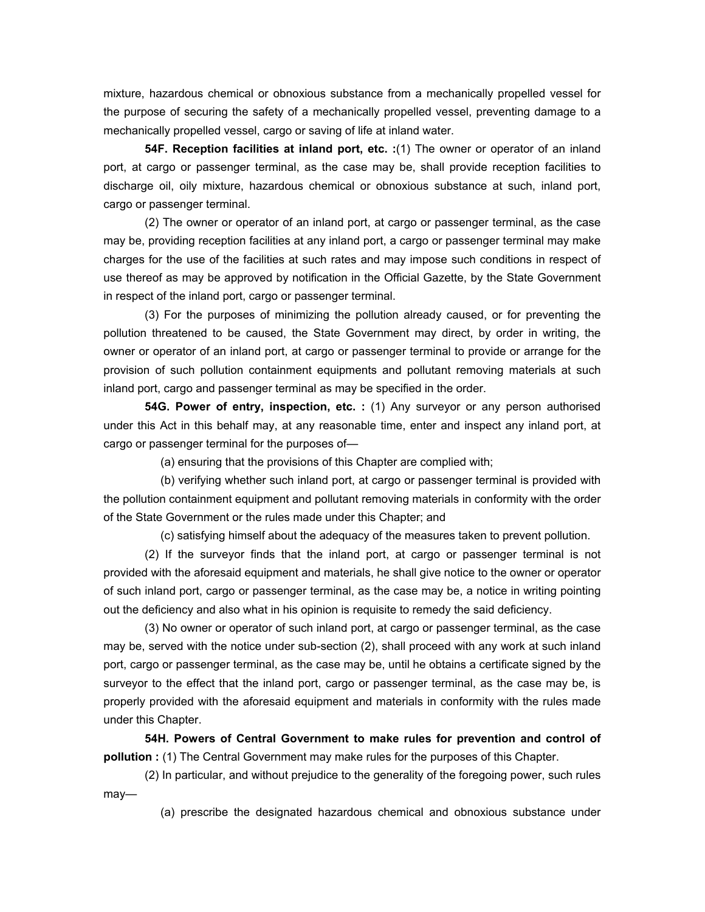mixture, hazardous chemical or obnoxious substance from a mechanically propelled vessel for the purpose of securing the safety of a mechanically propelled vessel, preventing damage to a mechanically propelled vessel, cargo or saving of life at inland water.

**54F. Reception facilities at inland port, etc. :**(1) The owner or operator of an inland port, at cargo or passenger terminal, as the case may be, shall provide reception facilities to discharge oil, oily mixture, hazardous chemical or obnoxious substance at such, inland port, cargo or passenger terminal.

(2) The owner or operator of an inland port, at cargo or passenger terminal, as the case may be, providing reception facilities at any inland port, a cargo or passenger terminal may make charges for the use of the facilities at such rates and may impose such conditions in respect of use thereof as may be approved by notification in the Official Gazette, by the State Government in respect of the inland port, cargo or passenger terminal.

(3) For the purposes of minimizing the pollution already caused, or for preventing the pollution threatened to be caused, the State Government may direct, by order in writing, the owner or operator of an inland port, at cargo or passenger terminal to provide or arrange for the provision of such pollution containment equipments and pollutant removing materials at such inland port, cargo and passenger terminal as may be specified in the order.

**54G. Power of entry, inspection, etc. :** (1) Any surveyor or any person authorised under this Act in this behalf may, at any reasonable time, enter and inspect any inland port, at cargo or passenger terminal for the purposes of—

(a) ensuring that the provisions of this Chapter are complied with;

(b) verifying whether such inland port, at cargo or passenger terminal is provided with the pollution containment equipment and pollutant removing materials in conformity with the order of the State Government or the rules made under this Chapter; and

(c) satisfying himself about the adequacy of the measures taken to prevent pollution.

(2) If the surveyor finds that the inland port, at cargo or passenger terminal is not provided with the aforesaid equipment and materials, he shall give notice to the owner or operator of such inland port, cargo or passenger terminal, as the case may be, a notice in writing pointing out the deficiency and also what in his opinion is requisite to remedy the said deficiency.

(3) No owner or operator of such inland port, at cargo or passenger terminal, as the case may be, served with the notice under sub-section (2), shall proceed with any work at such inland port, cargo or passenger terminal, as the case may be, until he obtains a certificate signed by the surveyor to the effect that the inland port, cargo or passenger terminal, as the case may be, is properly provided with the aforesaid equipment and materials in conformity with the rules made under this Chapter.

**54H. Powers of Central Government to make rules for prevention and control of pollution :** (1) The Central Government may make rules for the purposes of this Chapter.

(2) In particular, and without prejudice to the generality of the foregoing power, such rules may—

(a) prescribe the designated hazardous chemical and obnoxious substance under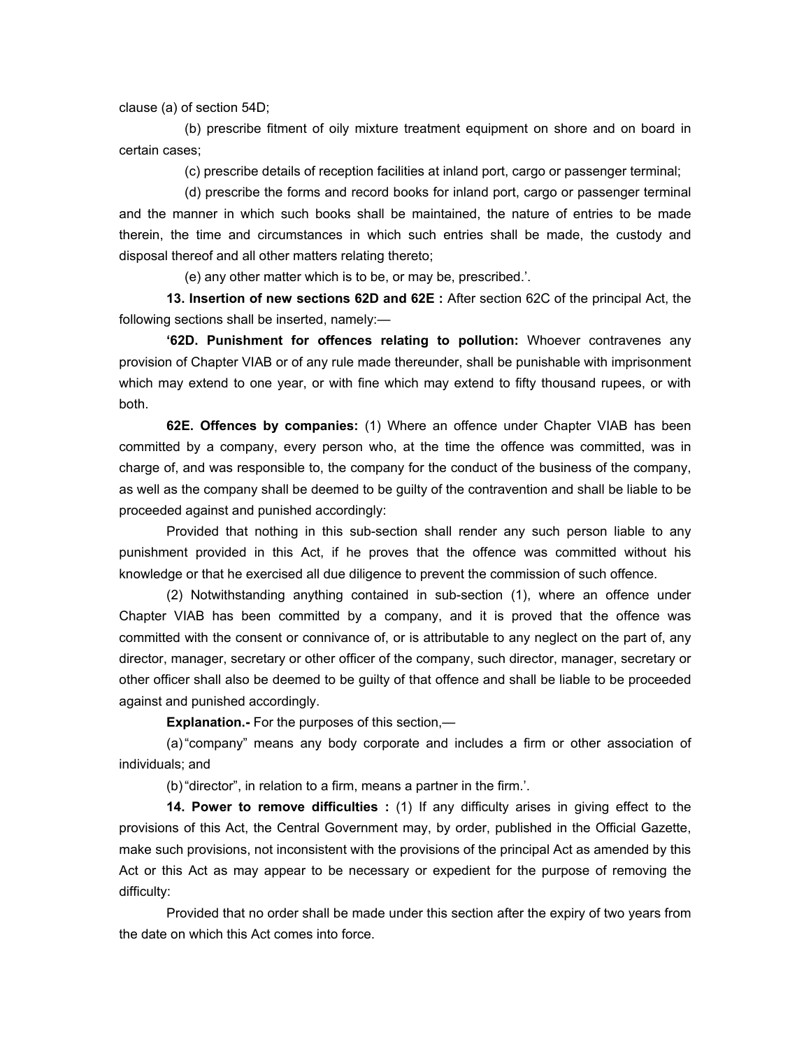clause (a) of section 54D;

(b) prescribe fitment of oily mixture treatment equipment on shore and on board in certain cases;

(c) prescribe details of reception facilities at inland port, cargo or passenger terminal;

(d) prescribe the forms and record books for inland port, cargo or passenger terminal and the manner in which such books shall be maintained, the nature of entries to be made therein, the time and circumstances in which such entries shall be made, the custody and disposal thereof and all other matters relating thereto;

(e) any other matter which is to be, or may be, prescribed.'.

**13. Insertion of new sections 62D and 62E :** After section 62C of the principal Act, the following sections shall be inserted, namely:—

**'62D. Punishment for offences relating to pollution:** Whoever contravenes any provision of Chapter VIAB or of any rule made thereunder, shall be punishable with imprisonment which may extend to one year, or with fine which may extend to fifty thousand rupees, or with both.

**62E. Offences by companies:** (1) Where an offence under Chapter VIAB has been committed by a company, every person who, at the time the offence was committed, was in charge of, and was responsible to, the company for the conduct of the business of the company, as well as the company shall be deemed to be guilty of the contravention and shall be liable to be proceeded against and punished accordingly:

Provided that nothing in this sub-section shall render any such person liable to any punishment provided in this Act, if he proves that the offence was committed without his knowledge or that he exercised all due diligence to prevent the commission of such offence.

(2) Notwithstanding anything contained in sub-section (1), where an offence under Chapter VIAB has been committed by a company, and it is proved that the offence was committed with the consent or connivance of, or is attributable to any neglect on the part of, any director, manager, secretary or other officer of the company, such director, manager, secretary or other officer shall also be deemed to be guilty of that offence and shall be liable to be proceeded against and punished accordingly.

**Explanation.-** For the purposes of this section,—

(a) "company" means any body corporate and includes a firm or other association of individuals; and

(b) "director", in relation to a firm, means a partner in the firm.'.

**14. Power to remove difficulties :** (1) If any difficulty arises in giving effect to the provisions of this Act, the Central Government may, by order, published in the Official Gazette, make such provisions, not inconsistent with the provisions of the principal Act as amended by this Act or this Act as may appear to be necessary or expedient for the purpose of removing the difficulty:

Provided that no order shall be made under this section after the expiry of two years from the date on which this Act comes into force.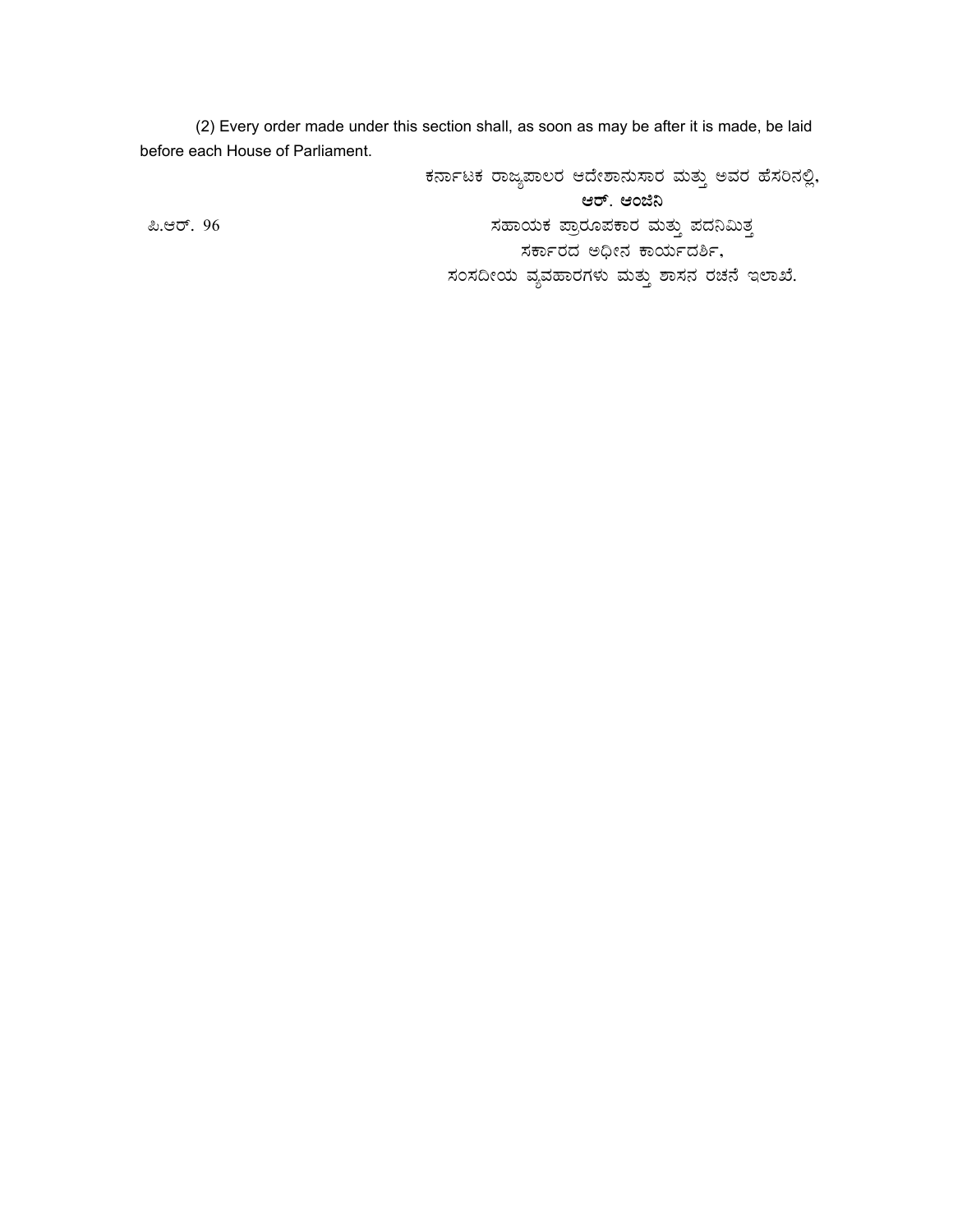(2) Every order made under this section shall, as soon as may be after it is made, be laid before each House of Parliament.

ಕರ್ನಾಟಕ ರಾಜ್ಯಪಾಲರ ಆದೇಶಾನುಸಾರ ಮತ್ತು ಅವರ ಹೆಸರಿನಲ್ಲಿ,

**ಆರ್. ಆಂಜಿನಿ**

ಸಹಾಯಕ ಪ್ರಾರೂಪಕಾರ ಮತ್ತು ಪದನಿಮಿತ್ತ

ಸರ್ಕಾರದ ಅಧೀನ ಕಾರ್ಯದರ್ಶಿ,

ಸಂಸದೀಯ ವ್ಯವಹಾರಗಳು ಮತ್ತು ಶಾಸನ ರಚನೆ ಇಲಾಖೆ.

ಪಿ.ಆರ್. 96